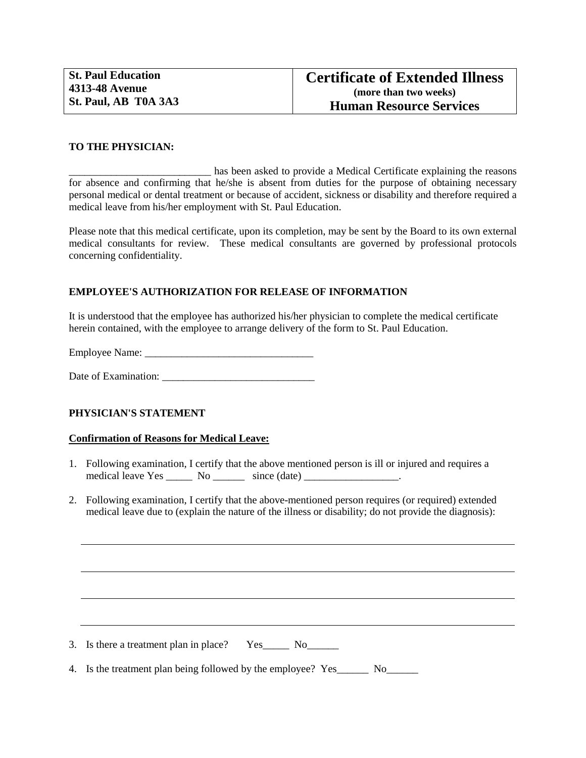| **St. Paul Education**<br>**4313-48 Avenue**<br>**St. Paul, AB  T0A 3A3** | **Certificate of Extended Illness**<br>**(more than two weeks)**<br>**Human Resource Services** |
|---|---|

**TO THE PHYSICIAN:**

___________________________ has been asked to provide a Medical Certificate explaining the reasons for absence and confirming that he/she is absent from duties for the purpose of obtaining necessary personal medical or dental treatment or because of accident, sickness or disability and therefore required a medical leave from his/her employment with St. Paul Education.

Please note that this medical certificate, upon its completion, may be sent by the Board to its own external medical consultants for review. These medical consultants are governed by professional protocols concerning confidentiality.

**EMPLOYEE'S AUTHORIZATION FOR RELEASE OF INFORMATION**

It is understood that the employee has authorized his/her physician to complete the medical certificate herein contained, with the employee to arrange delivery of the form to St. Paul Education.

Employee Name: ________________________________

Date of Examination: _____________________________

**PHYSICIAN'S STATEMENT**

**Confirmation of Reasons for Medical Leave:**

1. Following examination, I certify that the above mentioned person is ill or injured and requires a medical leave Yes _____ No ______ since (date) __________________.

2. Following examination, I certify that the above-mentioned person requires (or required) extended medical leave due to (explain the nature of the illness or disability; do not provide the diagnosis):

______________________________________________________________________________

______________________________________________________________________________

______________________________________________________________________________

______________________________________________________________________________

3. Is there a treatment plan in place? Yes_____ No______

4. Is the treatment plan being followed by the employee? Yes______ No______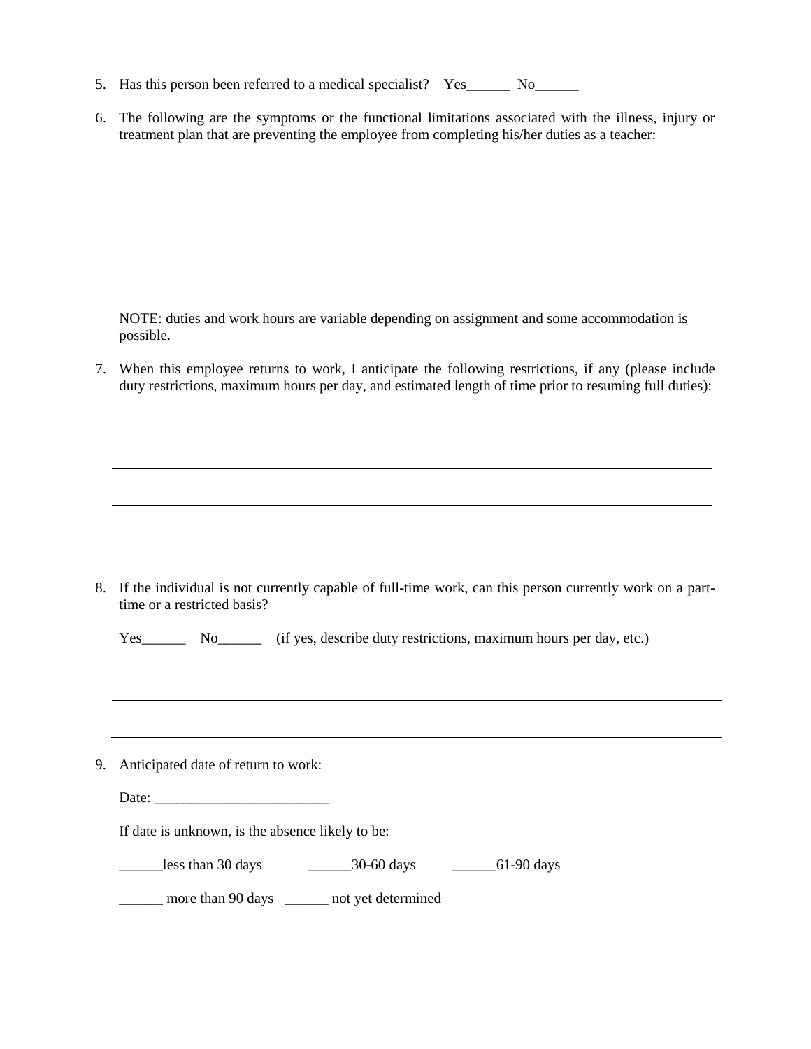5. Has this person been referred to a medical specialist? Yes______ No______

6. The following are the symptoms or the functional limitations associated with the illness, injury or treatment plan that are preventing the employee from completing his/her duties as a teacher:

________________________________________________________________________________

________________________________________________________________________________

________________________________________________________________________________

________________________________________________________________________________

   NOTE: duties and work hours are variable depending on assignment and some accommodation is possible.

7. When this employee returns to work, I anticipate the following restrictions, if any (please include duty restrictions, maximum hours per day, and estimated length of time prior to resuming full duties):

________________________________________________________________________________

________________________________________________________________________________

________________________________________________________________________________

________________________________________________________________________________

8. If the individual is not currently capable of full-time work, can this person currently work on a part-time or a restricted basis?

   Yes______ No______ (if yes, describe duty restrictions, maximum hours per day, etc.)

________________________________________________________________________________

________________________________________________________________________________

9. Anticipated date of return to work:

   Date: ________________________

   If date is unknown, is the absence likely to be:

   ______less than 30 days ______30-60 days ______61-90 days

   ______ more than 90 days ______ not yet determined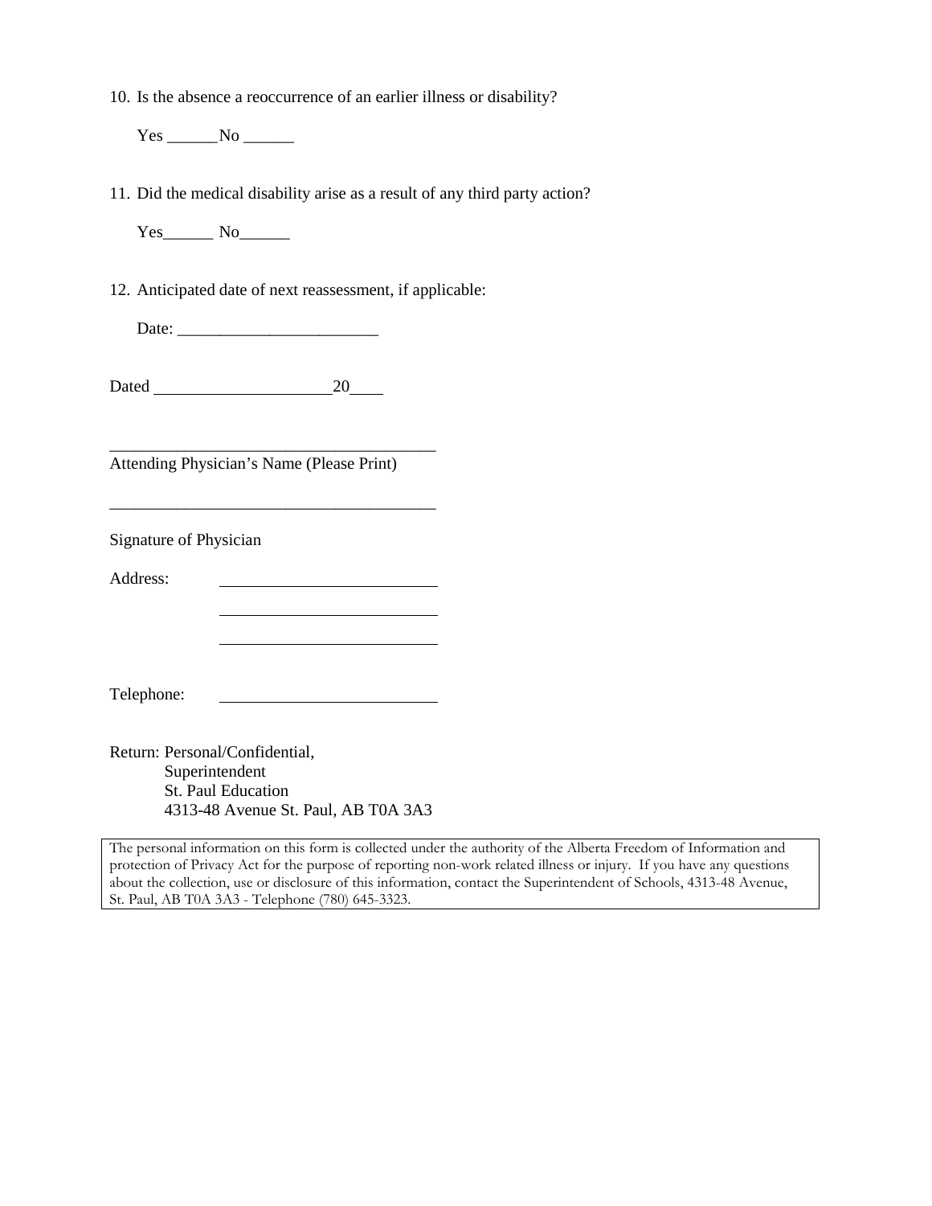10. Is the absence a reoccurrence of an earlier illness or disability?

    Yes ______ No ______

11. Did the medical disability arise as a result of any third party action?

    Yes______ No______

12. Anticipated date of next reassessment, if applicable:

    Date: ________________________

Dated _____________________ 20____

________________________________________
Attending Physician's Name (Please Print)

________________________________________

Signature of Physician

Address: __________________________

__________________________

__________________________

Telephone: __________________________

Return: Personal/Confidential,
Superintendent
St. Paul Education
4313-48 Avenue St. Paul, AB T0A 3A3

The personal information on this form is collected under the authority of the Alberta Freedom of Information and protection of Privacy Act for the purpose of reporting non-work related illness or injury. If you have any questions about the collection, use or disclosure of this information, contact the Superintendent of Schools, 4313-48 Avenue, St. Paul, AB T0A 3A3 - Telephone (780) 645-3323.